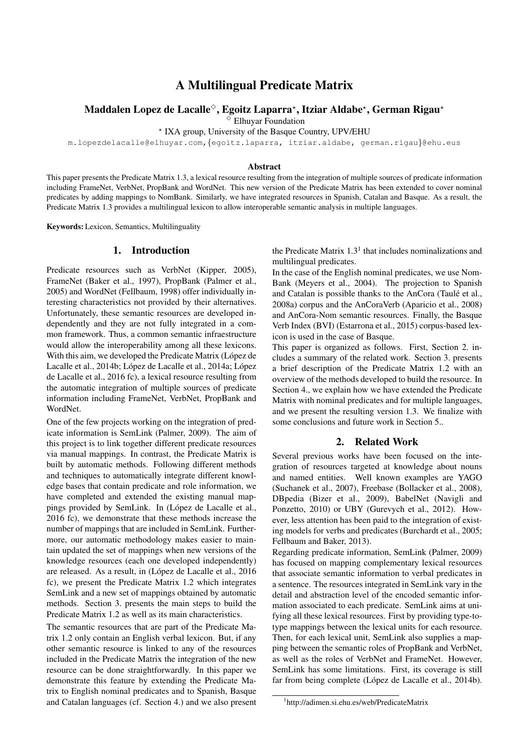# A Multilingual Predicate Matrix

**Maddalen Lopez de Lacalle[◇], Egoitz Laparra[⋆], Itziar Aldabe[⋆], German Rigau[⋆]**

[◇] Elhuyar Foundation

[⋆] IXA group, University of the Basque Country, UPV/EHU

m.lopezdelacalle@elhuyar.com,{egoitz.laparra, itziar.aldabe, german.rigau}@ehu.eus

### Abstract

This paper presents the Predicate Matrix 1.3, a lexical resource resulting from the integration of multiple sources of predicate information including FrameNet, VerbNet, PropBank and WordNet. This new version of the Predicate Matrix has been extended to cover nominal predicates by adding mappings to NomBank. Similarly, we have integrated resources in Spanish, Catalan and Basque. As a result, the Predicate Matrix 1.3 provides a multilingual lexicon to allow interoperable semantic analysis in multiple languages.

**Keywords:** Lexicon, Semantics, Multilinguality

## 1. Introduction

Predicate resources such as VerbNet (Kipper, 2005), FrameNet (Baker et al., 1997), PropBank (Palmer et al., 2005) and WordNet (Fellbaum, 1998) offer individually interesting characteristics not provided by their alternatives. Unfortunately, these semantic resources are developed independently and they are not fully integrated in a common framework. Thus, a common semantic infraestructure would allow the interoperability among all these lexicons. With this aim, we developed the Predicate Matrix (López de Lacalle et al., 2014b; López de Lacalle et al., 2014a; López de Lacalle et al., 2016 fc), a lexical resource resulting from the automatic integration of multiple sources of predicate information including FrameNet, VerbNet, PropBank and WordNet.

One of the few projects working on the integration of predicate information is SemLink (Palmer, 2009). The aim of this project is to link together different predicate resources via manual mappings. In contrast, the Predicate Matrix is built by automatic methods. Following different methods and techniques to automatically integrate different knowledge bases that contain predicate and role information, we have completed and extended the existing manual mappings provided by SemLink. In (López de Lacalle et al., 2016 fc), we demonstrate that these methods increase the number of mappings that are included in SemLink. Furthermore, our automatic methodology makes easier to maintain updated the set of mappings when new versions of the knowledge resources (each one developed independently) are released. As a result, in (López de Lacalle et al., 2016 fc), we present the Predicate Matrix 1.2 which integrates SemLink and a new set of mappings obtained by automatic methods. Section 3. presents the main steps to build the Predicate Matrix 1.2 as well as its main characteristics.

The semantic resources that are part of the Predicate Matrix 1.2 only contain an English verbal lexicon. But, if any other semantic resource is linked to any of the resources included in the Predicate Matrix the integration of the new resource can be done straightforwardly. In this paper we demonstrate this feature by extending the Predicate Matrix to English nominal predicates and to Spanish, Basque and Catalan languages (cf. Section 4.) and we also present the Predicate Matrix 1.3[1] that includes nominalizations and multilingual predicates.

In the case of the English nominal predicates, we use NomBank (Meyers et al., 2004). The projection to Spanish and Catalan is possible thanks to the AnCora (Taulé et al., 2008a) corpus and the AnCoraVerb (Aparicio et al., 2008) and AnCora-Nom semantic resources. Finally, the Basque Verb Index (BVI) (Estarrona et al., 2015) corpus-based lexicon is used in the case of Basque.

This paper is organized as follows. First, Section 2. includes a summary of the related work. Section 3. presents a brief description of the Predicate Matrix 1.2 with an overview of the methods developed to build the resource. In Section 4., we explain how we have extended the Predicate Matrix with nominal predicates and for multiple languages, and we present the resulting version 1.3. We finalize with some conclusions and future work in Section 5..

## 2. Related Work

Several previous works have been focused on the integration of resources targeted at knowledge about nouns and named entities. Well known examples are YAGO (Suchanek et al., 2007), Freebase (Bollacker et al., 2008), DBpedia (Bizer et al., 2009), BabelNet (Navigli and Ponzetto, 2010) or UBY (Gurevych et al., 2012). However, less attention has been paid to the integration of existing models for verbs and predicates (Burchardt et al., 2005; Fellbaum and Baker, 2013).

Regarding predicate information, SemLink (Palmer, 2009) has focused on mapping complementary lexical resources that associate semantic information to verbal predicates in a sentence. The resources integrated in SemLink vary in the detail and abstraction level of the encoded semantic information associated to each predicate. SemLink aims at unifying all these lexical resources. First by providing type-to-type mappings between the lexical units for each resource. Then, for each lexical unit, SemLink also supplies a mapping between the semantic roles of PropBank and VerbNet, as well as the roles of VerbNet and FrameNet. However, SemLink has some limitations. First, its coverage is still far from being complete (López de Lacalle et al., 2014b).

[1] http://adimen.si.ehu.es/web/PredicateMatrix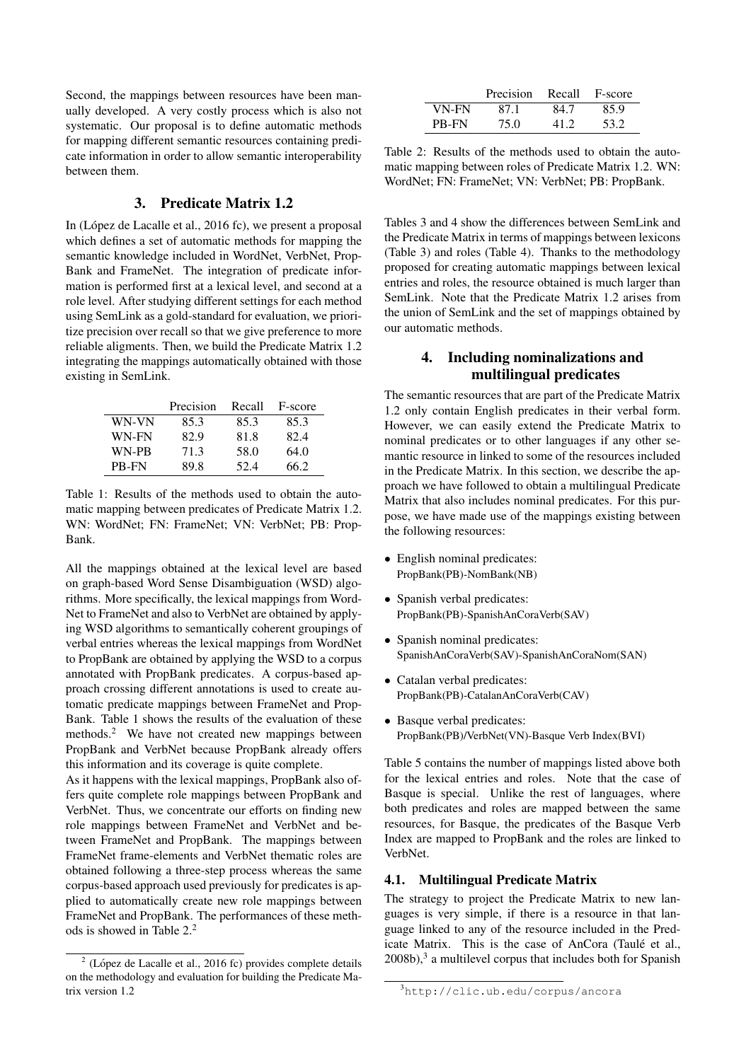Second, the mappings between resources have been manually developed. A very costly process which is also not systematic. Our proposal is to define automatic methods for mapping different semantic resources containing predicate information in order to allow semantic interoperability between them.

## 3. Predicate Matrix 1.2

In (López de Lacalle et al., 2016 fc), we present a proposal which defines a set of automatic methods for mapping the semantic knowledge included in WordNet, VerbNet, PropBank and FrameNet. The integration of predicate information is performed first at a lexical level, and second at a role level. After studying different settings for each method using SemLink as a gold-standard for evaluation, we prioritize precision over recall so that we give preference to more reliable aligments. Then, we build the Predicate Matrix 1.2 integrating the mappings automatically obtained with those existing in SemLink.

| | Precision | Recall | F-score |
|---|---|---|---|
| WN-VN | 85.3 | 85.3 | 85.3 |
| WN-FN | 82.9 | 81.8 | 82.4 |
| WN-PB | 71.3 | 58.0 | 64.0 |
| PB-FN | 89.8 | 52.4 | 66.2 |

Table 1: Results of the methods used to obtain the automatic mapping between predicates of Predicate Matrix 1.2. WN: WordNet; FN: FrameNet; VN: VerbNet; PB: PropBank.

All the mappings obtained at the lexical level are based on graph-based Word Sense Disambiguation (WSD) algorithms. More specifically, the lexical mappings from WordNet to FrameNet and also to VerbNet are obtained by applying WSD algorithms to semantically coherent groupings of verbal entries whereas the lexical mappings from WordNet to PropBank are obtained by applying the WSD to a corpus annotated with PropBank predicates. A corpus-based approach crossing different annotations is used to create automatic predicate mappings between FrameNet and PropBank. Table 1 shows the results of the evaluation of these methods.[2] We have not created new mappings between PropBank and VerbNet because PropBank already offers this information and its coverage is quite complete.

As it happens with the lexical mappings, PropBank also offers quite complete role mappings between PropBank and VerbNet. Thus, we concentrate our efforts on finding new role mappings between FrameNet and VerbNet and between FrameNet and PropBank. The mappings between FrameNet frame-elements and VerbNet thematic roles are obtained following a three-step process whereas the same corpus-based approach used previously for predicates is applied to automatically create new role mappings between FrameNet and PropBank. The performances of these methods is showed in Table 2.[2]

[2] (López de Lacalle et al., 2016 fc) provides complete details on the methodology and evaluation for building the Predicate Matrix version 1.2

| | Precision | Recall | F-score |
|---|---|---|---|
| VN-FN | 87.1 | 84.7 | 85.9 |
| PB-FN | 75.0 | 41.2 | 53.2 |

Table 2: Results of the methods used to obtain the automatic mapping between roles of Predicate Matrix 1.2. WN: WordNet; FN: FrameNet; VN: VerbNet; PB: PropBank.

Tables 3 and 4 show the differences between SemLink and the Predicate Matrix in terms of mappings between lexicons (Table 3) and roles (Table 4). Thanks to the methodology proposed for creating automatic mappings between lexical entries and roles, the resource obtained is much larger than SemLink. Note that the Predicate Matrix 1.2 arises from the union of SemLink and the set of mappings obtained by our automatic methods.

## 4. Including nominalizations and multilingual predicates

The semantic resources that are part of the Predicate Matrix 1.2 only contain English predicates in their verbal form. However, we can easily extend the Predicate Matrix to nominal predicates or to other languages if any other semantic resource in linked to some of the resources included in the Predicate Matrix. In this section, we describe the approach we have followed to obtain a multilingual Predicate Matrix that also includes nominal predicates. For this purpose, we have made use of the mappings existing between the following resources:

- English nominal predicates: PropBank(PB)-NomBank(NB)
- Spanish verbal predicates: PropBank(PB)-SpanishAnCoraVerb(SAV)
- Spanish nominal predicates: SpanishAnCoraVerb(SAV)-SpanishAnCoraNom(SAN)
- Catalan verbal predicates: PropBank(PB)-CatalanAnCoraVerb(CAV)
- Basque verbal predicates: PropBank(PB)/VerbNet(VN)-Basque Verb Index(BVI)

Table 5 contains the number of mappings listed above both for the lexical entries and roles. Note that the case of Basque is special. Unlike the rest of languages, where both predicates and roles are mapped between the same resources, for Basque, the predicates of the Basque Verb Index are mapped to PropBank and the roles are linked to VerbNet.

### 4.1. Multilingual Predicate Matrix

The strategy to project the Predicate Matrix to new languages is very simple, if there is a resource in that language linked to any of the resource included in the Predicate Matrix. This is the case of AnCora (Taulé et al., 2008b),[3] a multilevel corpus that includes both for Spanish

[3] http://clic.ub.edu/corpus/ancora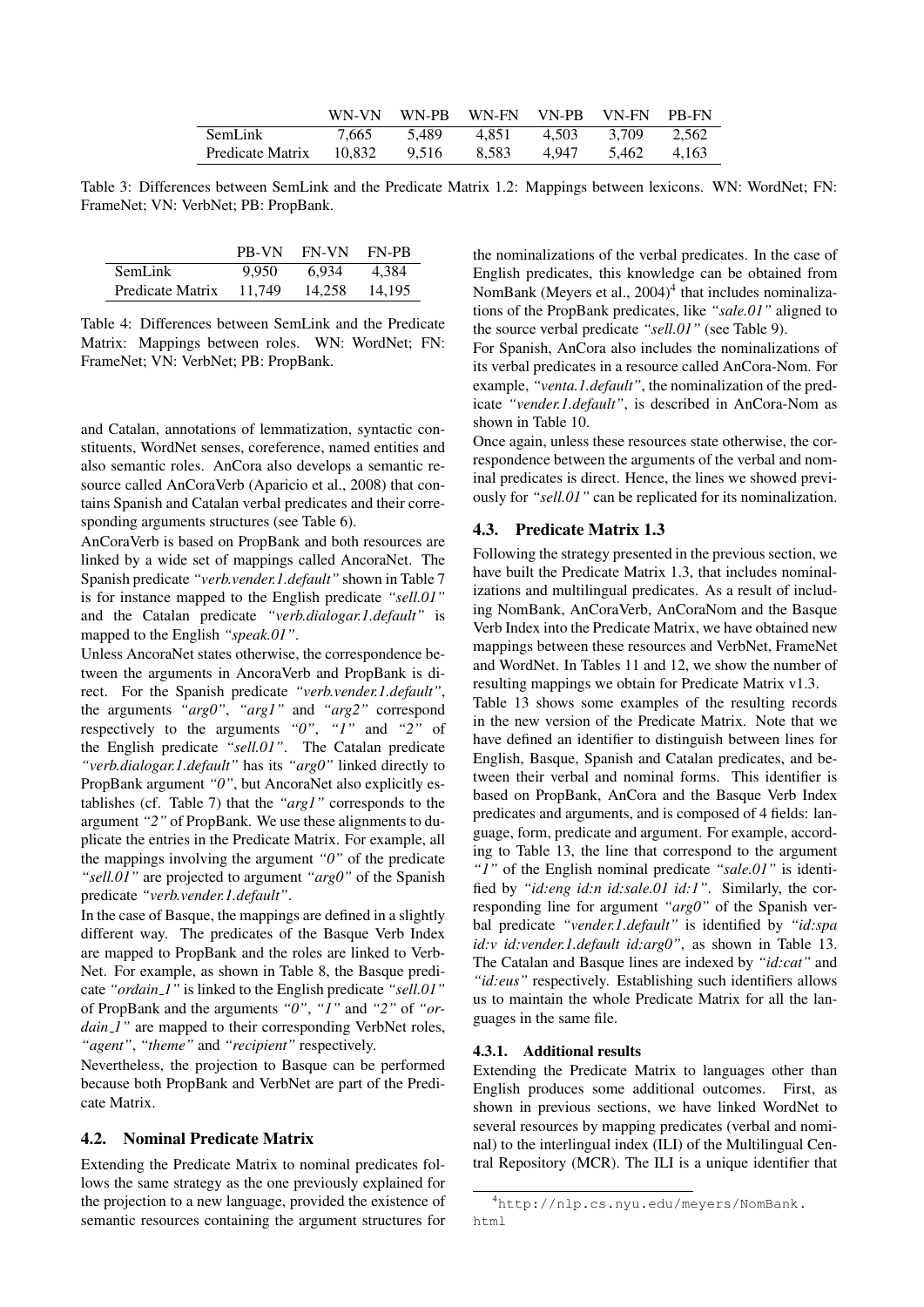|  | WN-VN | WN-PB | WN-FN | VN-PB | VN-FN | PB-FN |
|---|---|---|---|---|---|---|
| SemLink | 7,665 | 5,489 | 4,851 | 4,503 | 3,709 | 2,562 |
| Predicate Matrix | 10,832 | 9,516 | 8,583 | 4,947 | 5,462 | 4,163 |

Table 3: Differences between SemLink and the Predicate Matrix 1.2: Mappings between lexicons. WN: WordNet; FN: FrameNet; VN: VerbNet; PB: PropBank.

|  | PB-VN | FN-VN | FN-PB |
|---|---|---|---|
| SemLink | 9,950 | 6,934 | 4,384 |
| Predicate Matrix | 11,749 | 14,258 | 14,195 |

Table 4: Differences between SemLink and the Predicate Matrix: Mappings between roles. WN: WordNet; FN: FrameNet; VN: VerbNet; PB: PropBank.

and Catalan, annotations of lemmatization, syntactic constituents, WordNet senses, coreference, named entities and also semantic roles. AnCora also develops a semantic resource called AnCoraVerb (Aparicio et al., 2008) that contains Spanish and Catalan verbal predicates and their corresponding arguments structures (see Table 6).

AnCoraVerb is based on PropBank and both resources are linked by a wide set of mappings called AncoraNet. The Spanish predicate *"verb.vender.1.default"* shown in Table 7 is for instance mapped to the English predicate *"sell.01"* and the Catalan predicate *"verb.dialogar.1.default"* is mapped to the English *"speak.01"*.

Unless AncoraNet states otherwise, the correspondence between the arguments in AncoraVerb and PropBank is direct. For the Spanish predicate *"verb.vender.1.default"*, the arguments *"arg0"*, *"arg1"* and *"arg2"* correspond respectively to the arguments *"0"*, *"1"* and *"2"* of the English predicate *"sell.01"*. The Catalan predicate *"verb.dialogar.1.default"* has its *"arg0"* linked directly to PropBank argument *"0"*, but AncoraNet also explicitly establishes (cf. Table 7) that the *"arg1"* corresponds to the argument *"2"* of PropBank. We use these alignments to duplicate the entries in the Predicate Matrix. For example, all the mappings involving the argument *"0"* of the predicate *"sell.01"* are projected to argument *"arg0"* of the Spanish predicate *"verb.vender.1.default"*.

In the case of Basque, the mappings are defined in a slightly different way. The predicates of the Basque Verb Index are mapped to PropBank and the roles are linked to VerbNet. For example, as shown in Table 8, the Basque predicate *"ordain_1"* is linked to the English predicate *"sell.01"* of PropBank and the arguments *"0"*, *"1"* and *"2"* of *"ordain_1"* are mapped to their corresponding VerbNet roles, *"agent"*, *"theme"* and *"recipient"* respectively.

Nevertheless, the projection to Basque can be performed because both PropBank and VerbNet are part of the Predicate Matrix.

### 4.2. Nominal Predicate Matrix

Extending the Predicate Matrix to nominal predicates follows the same strategy as the one previously explained for the projection to a new language, provided the existence of semantic resources containing the argument structures for the nominalizations of the verbal predicates. In the case of English predicates, this knowledge can be obtained from NomBank (Meyers et al., 2004)[4] that includes nominalizations of the PropBank predicates, like *"sale.01"* aligned to the source verbal predicate *"sell.01"* (see Table 9).

For Spanish, AnCora also includes the nominalizations of its verbal predicates in a resource called AnCora-Nom. For example, *"venta.1.default"*, the nominalization of the predicate *"vender.1.default"*, is described in AnCora-Nom as shown in Table 10.

Once again, unless these resources state otherwise, the correspondence between the arguments of the verbal and nominal predicates is direct. Hence, the lines we showed previously for *"sell.01"* can be replicated for its nominalization.

### 4.3. Predicate Matrix 1.3

Following the strategy presented in the previous section, we have built the Predicate Matrix 1.3, that includes nominalizations and multilingual predicates. As a result of including NomBank, AnCoraVerb, AnCoraNom and the Basque Verb Index into the Predicate Matrix, we have obtained new mappings between these resources and VerbNet, FrameNet and WordNet. In Tables 11 and 12, we show the number of resulting mappings we obtain for Predicate Matrix v1.3.

Table 13 shows some examples of the resulting records in the new version of the Predicate Matrix. Note that we have defined an identifier to distinguish between lines for English, Basque, Spanish and Catalan predicates, and between their verbal and nominal forms. This identifier is based on PropBank, AnCora and the Basque Verb Index predicates and arguments, and is composed of 4 fields: language, form, predicate and argument. For example, according to Table 13, the line that correspond to the argument *"1"* of the English nominal predicate *"sale.01"* is identified by *"id:eng id:n id:sale.01 id:1"*. Similarly, the corresponding line for argument *"arg0"* of the Spanish verbal predicate *"vender.1.default"* is identified by *"id:spa id:v id:vender.1.default id:arg0"*, as shown in Table 13. The Catalan and Basque lines are indexed by *"id:cat"* and *"id:eus"* respectively. Establishing such identifiers allows us to maintain the whole Predicate Matrix for all the languages in the same file.

#### 4.3.1. Additional results

Extending the Predicate Matrix to languages other than English produces some additional outcomes. First, as shown in previous sections, we have linked WordNet to several resources by mapping predicates (verbal and nominal) to the interlingual index (ILI) of the Multilingual Central Repository (MCR). The ILI is a unique identifier that

[4] `http://nlp.cs.nyu.edu/meyers/NomBank.html`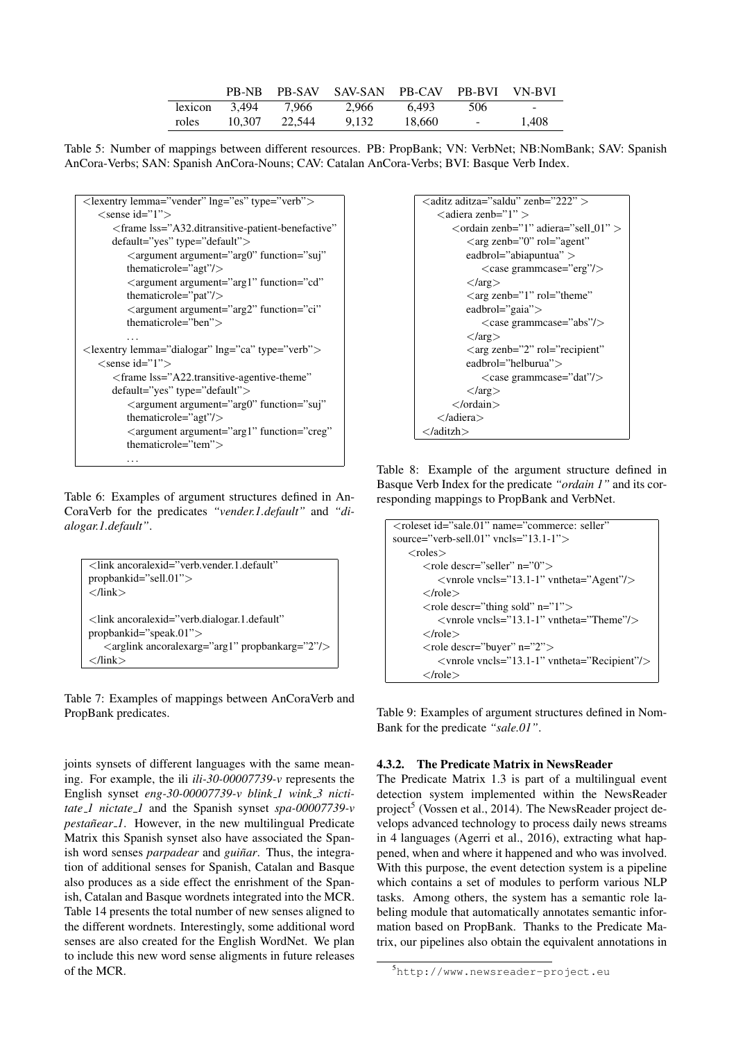|  | PB-NB | PB-SAV | SAV-SAN | PB-CAV | PB-BVI | VN-BVI |
|---|---|---|---|---|---|---|
| lexicon | 3,494 | 7,966 | 2,966 | 6,493 | 506 | - |
| roles | 10,307 | 22,544 | 9,132 | 18,660 | - | 1,408 |

Table 5: Number of mappings between different resources. PB: PropBank; VN: VerbNet; NB:NomBank; SAV: Spanish AnCora-Verbs; SAN: Spanish AnCora-Nouns; CAV: Catalan AnCora-Verbs; BVI: Basque Verb Index.

```
<lexentry lemma="vender" lng="es" type="verb">
    <sense id="1">
        <frame lss="A32.ditransitive-patient-benefactive"
        default="yes" type="default">
            <argument argument="arg0" function="suj"
            thematicrole="agt"/>
            <argument argument="arg1" function="cd"
            thematicrole="pat"/>
            <argument argument="arg2" function="ci"
            thematicrole="ben">
            ...
<lexentry lemma="dialogar" lng="ca" type="verb">
    <sense id="1">
        <frame lss="A22.transitive-agentive-theme"
        default="yes" type="default">
            <argument argument="arg0" function="suj"
            thematicrole="agt"/>
            <argument argument="arg1" function="creg"
            thematicrole="tem">
            ...
```

Table 6: Examples of argument structures defined in AnCoraVerb for the predicates *"vender.1.default"* and *"dialogar.1.default"*.

```
<link ancoralexid="verb.vender.1.default"
propbankid="sell.01">
</link>

<link ancoralexid="verb.dialogar.1.default"
propbankid="speak.01">
    <arglink ancoralexarg="arg1" propbankarg="2"/>
</link>
```

Table 7: Examples of mappings between AnCoraVerb and PropBank predicates.

joints synsets of different languages with the same meaning. For example, the ili *ili-30-00007739-v* represents the English synset *eng-30-00007739-v blink_1 wink_3 nictitate_1 nictate_1* and the Spanish synset *spa-00007739-v pestañear_1*. However, in the new multilingual Predicate Matrix this Spanish synset also have associated the Spanish word senses *parpadear* and *guiñar*. Thus, the integration of additional senses for Spanish, Catalan and Basque also produces as a side effect the enrichment of the Spanish, Catalan and Basque wordnets integrated into the MCR. Table 14 presents the total number of new senses aligned to the different wordnets. Interestingly, some additional word senses are also created for the English WordNet. We plan to include this new word sense aligments in future releases of the MCR.

```
<aditz aditza="saldu" zenb="222" >
    <adiera zenb="1" >
        <ordain zenb="1" adiera="sell_01" >
            <arg zenb="0" rol="agent"
            eadbrol="abiapuntua" >
                <case grammcase="erg"/>
            </arg>
            <arg zenb="1" rol="theme"
            eadbrol="gaia">
                <case grammcase="abs"/>
            </arg>
            <arg zenb="2" rol="recipient"
            eadbrol="helburua">
                <case grammcase="dat"/>
            </arg>
        </ordain>
    </adiera>
</aditzh>
```

Table 8: Example of the argument structure defined in Basque Verb Index for the predicate *"ordain 1"* and its corresponding mappings to PropBank and VerbNet.

```
<roleset id="sale.01" name="commerce: seller"
source="verb-sell.01" vncls="13.1-1">
    <roles>
        <role descr="seller" n="0">
            <vnrole vncls="13.1-1" vntheta="Agent"/>
        </role>
        <role descr="thing sold" n="1">
            <vnrole vncls="13.1-1" vntheta="Theme"/>
        </role>
        <role descr="buyer" n="2">
            <vnrole vncls="13.1-1" vntheta="Recipient"/>
        </role>
```

Table 9: Examples of argument structures defined in NomBank for the predicate *"sale.01"*.

#### 4.3.2. The Predicate Matrix in NewsReader

The Predicate Matrix 1.3 is part of a multilingual event detection system implemented within the NewsReader project[5] (Vossen et al., 2014). The NewsReader project develops advanced technology to process daily news streams in 4 languages (Agerri et al., 2016), extracting what happened, when and where it happened and who was involved. With this purpose, the event detection system is a pipeline which contains a set of modules to perform various NLP tasks. Among others, the system has a semantic role labeling module that automatically annotates semantic information based on PropBank. Thanks to the Predicate Matrix, our pipelines also obtain the equivalent annotations in

[5] http://www.newsreader-project.eu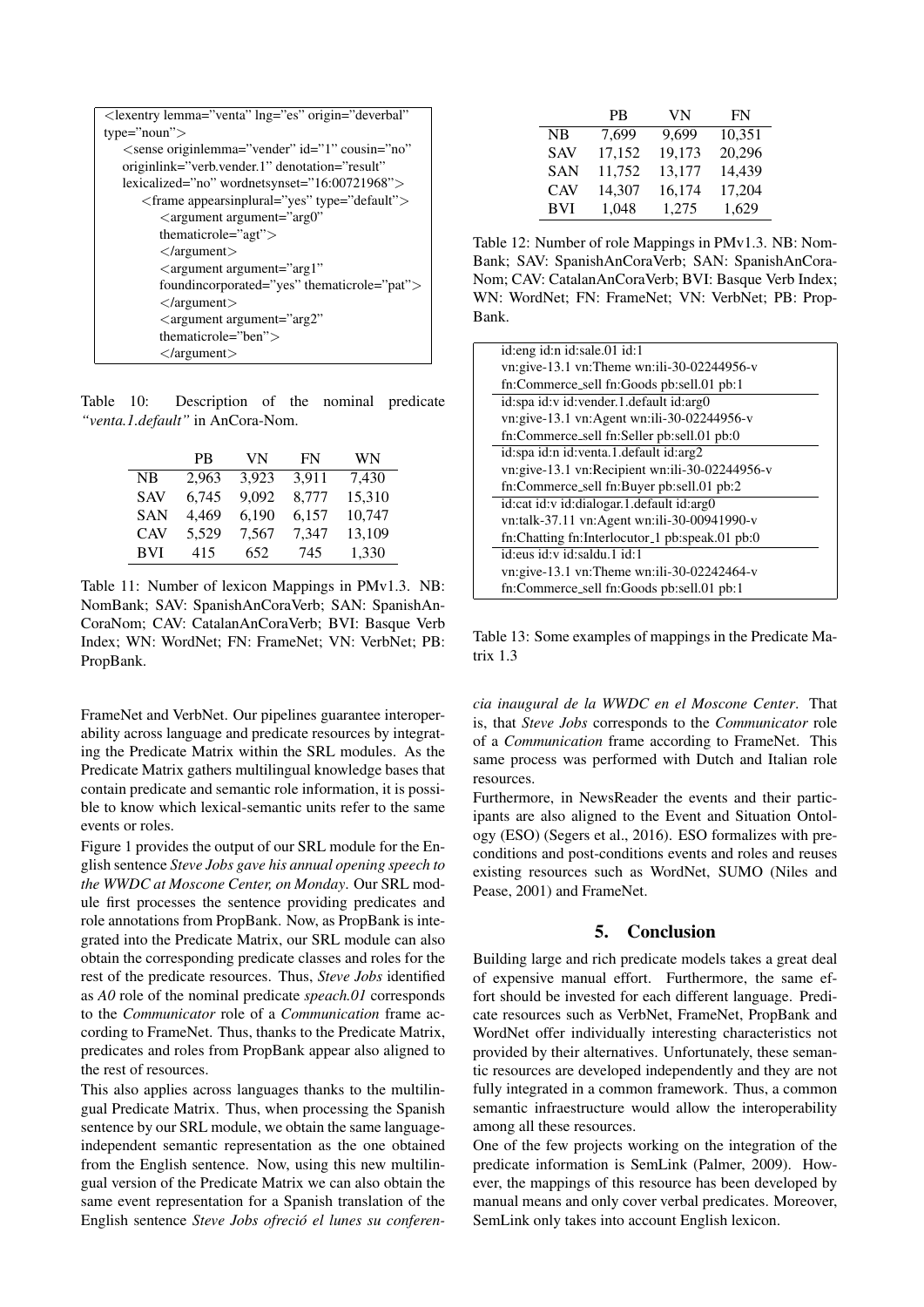```
<lexentry lemma="venta" lng="es" origin="deverbal"
type="noun">
    <sense originlemma="vender" id="1" cousin="no"
    originlink="verb.vender.1" denotation="result"
    lexicalized="no" wordnetsynset="16:00721968">
        <frame appearsinplural="yes" type="default">
            <argument argument="arg0"
            thematicrole="agt">
            </argument>
            <argument argument="arg1"
            foundincorporated="yes" thematicrole="pat">
            </argument>
            <argument argument="arg2"
            thematicrole="ben">
            </argument>
```

Table 10: Description of the nominal predicate *"venta.1.default"* in AnCora-Nom.

| | PB | VN | FN | WN |
|---|---|---|---|---|
| NB | 2,963 | 3,923 | 3,911 | 7,430 |
| SAV | 6,745 | 9,092 | 8,777 | 15,310 |
| SAN | 4,469 | 6,190 | 6,157 | 10,747 |
| CAV | 5,529 | 7,567 | 7,347 | 13,109 |
| BVI | 415 | 652 | 745 | 1,330 |

Table 11: Number of lexicon Mappings in PMv1.3. NB: NomBank; SAV: SpanishAnCoraVerb; SAN: SpanishAnCoraNom; CAV: CatalanAnCoraVerb; BVI: Basque Verb Index; WN: WordNet; FN: FrameNet; VN: VerbNet; PB: PropBank.

FrameNet and VerbNet. Our pipelines guarantee interoperability across language and predicate resources by integrating the Predicate Matrix within the SRL modules. As the Predicate Matrix gathers multilingual knowledge bases that contain predicate and semantic role information, it is possible to know which lexical-semantic units refer to the same events or roles.

Figure 1 provides the output of our SRL module for the English sentence *Steve Jobs gave his annual opening speech to the WWDC at Moscone Center, on Monday*. Our SRL module first processes the sentence providing predicates and role annotations from PropBank. Now, as PropBank is integrated into the Predicate Matrix, our SRL module can also obtain the corresponding predicate classes and roles for the rest of the predicate resources. Thus, *Steve Jobs* identified as *A0* role of the nominal predicate *speach.01* corresponds to the *Communicator* role of a *Communication* frame according to FrameNet. Thus, thanks to the Predicate Matrix, predicates and roles from PropBank appear also aligned to the rest of resources.

This also applies across languages thanks to the multilingual Predicate Matrix. Thus, when processing the Spanish sentence by our SRL module, we obtain the same language-independent semantic representation as the one obtained from the English sentence. Now, using this new multilingual version of the Predicate Matrix we can also obtain the same event representation for a Spanish translation of the English sentence *Steve Jobs ofreció el lunes su conferencia inaugural de la WWDC en el Moscone Center*. That is, that *Steve Jobs* corresponds to the *Communicator* role of a *Communication* frame according to FrameNet. This same process was performed with Dutch and Italian role resources.

Furthermore, in NewsReader the events and their participants are also aligned to the Event and Situation Ontology (ESO) (Segers et al., 2016). ESO formalizes with preconditions and post-conditions events and roles and reuses existing resources such as WordNet, SUMO (Niles and Pease, 2001) and FrameNet.

| | PB | VN | FN |
|---|---|---|---|
| NB | 7,699 | 9,699 | 10,351 |
| SAV | 17,152 | 19,173 | 20,296 |
| SAN | 11,752 | 13,177 | 14,439 |
| CAV | 14,307 | 16,174 | 17,204 |
| BVI | 1,048 | 1,275 | 1,629 |

Table 12: Number of role Mappings in PMv1.3. NB: NomBank; SAV: SpanishAnCoraVerb; SAN: SpanishAnCoraNom; CAV: CatalanAnCoraVerb; BVI: Basque Verb Index; WN: WordNet; FN: FrameNet; VN: VerbNet; PB: PropBank.

| Mappings |
|---|
| id:eng id:n id:sale.01 id:1 vn:give-13.1 vn:Theme wn:ili-30-02244956-v fn:Commerce_sell fn:Goods pb:sell.01 pb:1 |
| id:spa id:v id:vender.1.default id:arg0 vn:give-13.1 vn:Agent wn:ili-30-02244956-v fn:Commerce_sell fn:Seller pb:sell.01 pb:0 |
| id:spa id:n id:venta.1.default id:arg2 vn:give-13.1 vn:Recipient wn:ili-30-02244956-v fn:Commerce_sell fn:Buyer pb:sell.01 pb:2 |
| id:cat id:v id:dialogar.1.default id:arg0 vn:talk-37.11 vn:Agent wn:ili-30-00941990-v fn:Chatting fn:Interlocutor_1 pb:speak.01 pb:0 |
| id:eus id:v id:saldu.1 id:1 vn:give-13.1 vn:Theme wn:ili-30-02242464-v fn:Commerce_sell fn:Goods pb:sell.01 pb:1 |

Table 13: Some examples of mappings in the Predicate Matrix 1.3

## 5. Conclusion

Building large and rich predicate models takes a great deal of expensive manual effort. Furthermore, the same effort should be invested for each different language. Predicate resources such as VerbNet, FrameNet, PropBank and WordNet offer individually interesting characteristics not provided by their alternatives. Unfortunately, these semantic resources are developed independently and they are not fully integrated in a common framework. Thus, a common semantic infraestructure would allow the interoperability among all these resources.

One of the few projects working on the integration of the predicate information is SemLink (Palmer, 2009). However, the mappings of this resource has been developed by manual means and only cover verbal predicates. Moreover, SemLink only takes into account English lexicon.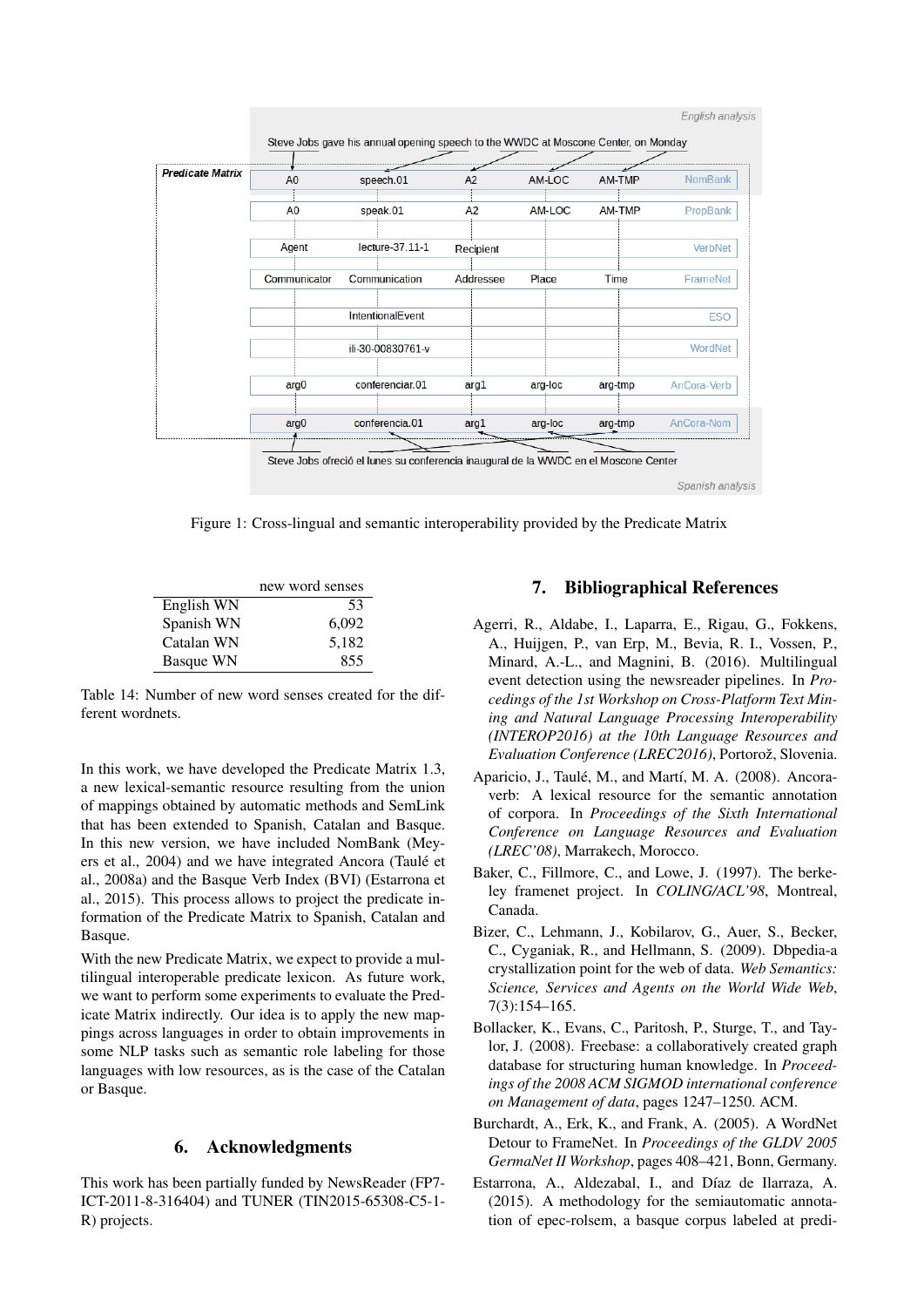Figure 1: Cross-lingual and semantic interoperability provided by the Predicate Matrix

| | new word senses |
|---|---|
| English WN | 53 |
| Spanish WN | 6,092 |
| Catalan WN | 5,182 |
| Basque WN | 855 |

Table 14: Number of new word senses created for the different wordnets.

In this work, we have developed the Predicate Matrix 1.3, a new lexical-semantic resource resulting from the union of mappings obtained by automatic methods and SemLink that has been extended to Spanish, Catalan and Basque. In this new version, we have included NomBank (Meyers et al., 2004) and we have integrated Ancora (Taulé et al., 2008a) and the Basque Verb Index (BVI) (Estarrona et al., 2015). This process allows to project the predicate information of the Predicate Matrix to Spanish, Catalan and Basque.

With the new Predicate Matrix, we expect to provide a multilingual interoperable predicate lexicon. As future work, we want to perform some experiments to evaluate the Predicate Matrix indirectly. Our idea is to apply the new mappings across languages in order to obtain improvements in some NLP tasks such as semantic role labeling for those languages with low resources, as is the case of the Catalan or Basque.

## 6. Acknowledgments

This work has been partially funded by NewsReader (FP7-ICT-2011-8-316404) and TUNER (TIN2015-65308-C5-1-R) projects.

## 7. Bibliographical References

Agerri, R., Aldabe, I., Laparra, E., Rigau, G., Fokkens, A., Huijgen, P., van Erp, M., Bevia, R. I., Vossen, P., Minard, A.-L., and Magnini, B. (2016). Multilingual event detection using the newsreader pipelines. In *Proceedings of the 1st Workshop on Cross-Platform Text Mining and Natural Language Processing Interoperability (INTEROP2016) at the 10th Language Resources and Evaluation Conference (LREC2016)*, Portorož, Slovenia.

Aparicio, J., Taulé, M., and Martí, M. A. (2008). Ancora-verb: A lexical resource for the semantic annotation of corpora. In *Proceedings of the Sixth International Conference on Language Resources and Evaluation (LREC'08)*, Marrakech, Morocco.

Baker, C., Fillmore, C., and Lowe, J. (1997). The berkeley framenet project. In *COLING/ACL'98*, Montreal, Canada.

Bizer, C., Lehmann, J., Kobilarov, G., Auer, S., Becker, C., Cyganiak, R., and Hellmann, S. (2009). Dbpedia-a crystallization point for the web of data. *Web Semantics: Science, Services and Agents on the World Wide Web*, 7(3):154–165.

Bollacker, K., Evans, C., Paritosh, P., Sturge, T., and Taylor, J. (2008). Freebase: a collaboratively created graph database for structuring human knowledge. In *Proceedings of the 2008 ACM SIGMOD international conference on Management of data*, pages 1247–1250. ACM.

Burchardt, A., Erk, K., and Frank, A. (2005). A WordNet Detour to FrameNet. In *Proceedings of the GLDV 2005 GermaNet II Workshop*, pages 408–421, Bonn, Germany.

Estarrona, A., Aldezabal, I., and Díaz de Ilarraza, A. (2015). A methodology for the semiautomatic annotation of epec-rolsem, a basque corpus labeled at predi-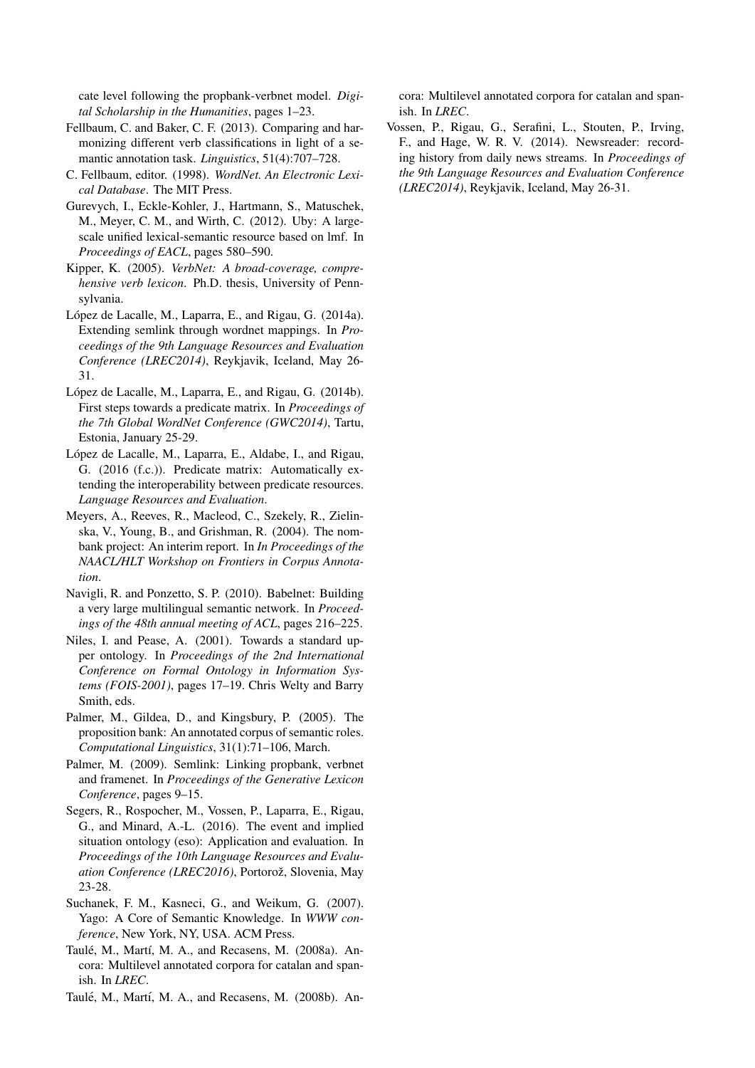cate level following the propbank-verbnet model. *Digital Scholarship in the Humanities*, pages 1–23.

Fellbaum, C. and Baker, C. F. (2013). Comparing and harmonizing different verb classifications in light of a semantic annotation task. *Linguistics*, 51(4):707–728.

C. Fellbaum, editor. (1998). *WordNet. An Electronic Lexical Database*. The MIT Press.

Gurevych, I., Eckle-Kohler, J., Hartmann, S., Matuschek, M., Meyer, C. M., and Wirth, C. (2012). Uby: A large-scale unified lexical-semantic resource based on lmf. In *Proceedings of EACL*, pages 580–590.

Kipper, K. (2005). *VerbNet: A broad-coverage, comprehensive verb lexicon*. Ph.D. thesis, University of Pennsylvania.

López de Lacalle, M., Laparra, E., and Rigau, G. (2014a). Extending semlink through wordnet mappings. In *Proceedings of the 9th Language Resources and Evaluation Conference (LREC2014)*, Reykjavik, Iceland, May 26-31.

López de Lacalle, M., Laparra, E., and Rigau, G. (2014b). First steps towards a predicate matrix. In *Proceedings of the 7th Global WordNet Conference (GWC2014)*, Tartu, Estonia, January 25-29.

López de Lacalle, M., Laparra, E., Aldabe, I., and Rigau, G. (2016 (f.c.)). Predicate matrix: Automatically extending the interoperability between predicate resources. *Language Resources and Evaluation*.

Meyers, A., Reeves, R., Macleod, C., Szekely, R., Zielinska, V., Young, B., and Grishman, R. (2004). The nombank project: An interim report. In *In Proceedings of the NAACL/HLT Workshop on Frontiers in Corpus Annotation*.

Navigli, R. and Ponzetto, S. P. (2010). Babelnet: Building a very large multilingual semantic network. In *Proceedings of the 48th annual meeting of ACL*, pages 216–225.

Niles, I. and Pease, A. (2001). Towards a standard upper ontology. In *Proceedings of the 2nd International Conference on Formal Ontology in Information Systems (FOIS-2001)*, pages 17–19. Chris Welty and Barry Smith, eds.

Palmer, M., Gildea, D., and Kingsbury, P. (2005). The proposition bank: An annotated corpus of semantic roles. *Computational Linguistics*, 31(1):71–106, March.

Palmer, M. (2009). Semlink: Linking propbank, verbnet and framenet. In *Proceedings of the Generative Lexicon Conference*, pages 9–15.

Segers, R., Rospocher, M., Vossen, P., Laparra, E., Rigau, G., and Minard, A.-L. (2016). The event and implied situation ontology (eso): Application and evaluation. In *Proceedings of the 10th Language Resources and Evaluation Conference (LREC2016)*, Portorož, Slovenia, May 23-28.

Suchanek, F. M., Kasneci, G., and Weikum, G. (2007). Yago: A Core of Semantic Knowledge. In *WWW conference*, New York, NY, USA. ACM Press.

Taulé, M., Martí, M. A., and Recasens, M. (2008a). Ancora: Multilevel annotated corpora for catalan and spanish. In *LREC*.

Taulé, M., Martí, M. A., and Recasens, M. (2008b). Ancora: Multilevel annotated corpora for catalan and spanish. In *LREC*.

Vossen, P., Rigau, G., Serafini, L., Stouten, P., Irving, F., and Hage, W. R. V. (2014). Newsreader: recording history from daily news streams. In *Proceedings of the 9th Language Resources and Evaluation Conference (LREC2014)*, Reykjavik, Iceland, May 26-31.